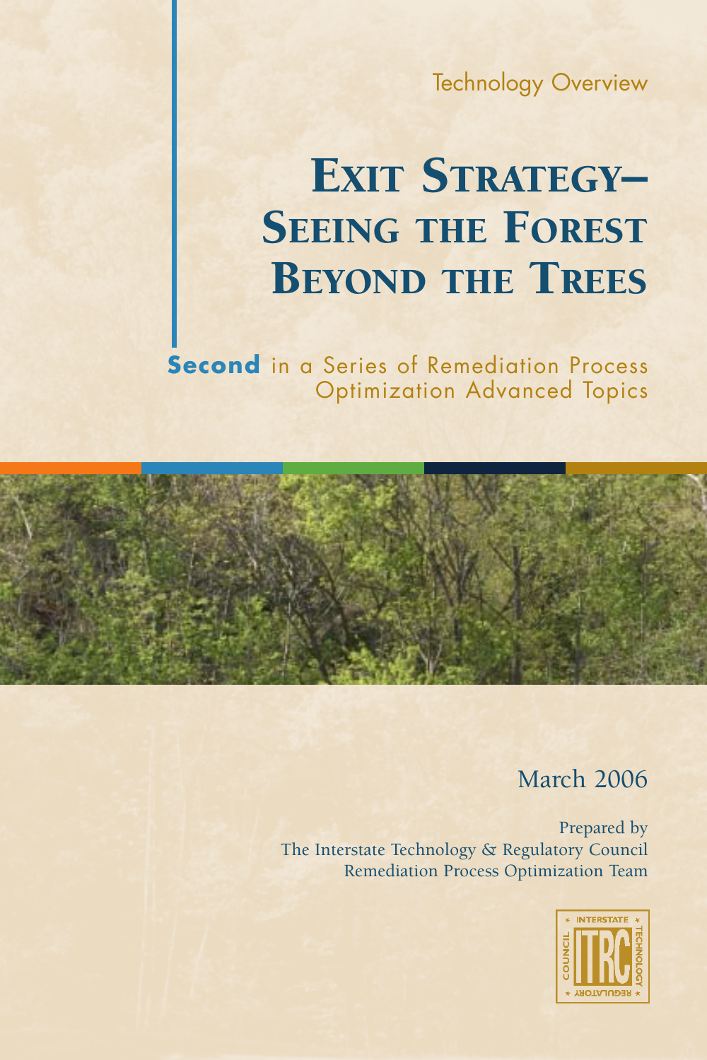Technology Overview

# Exit Strategy– Seeing the Forest Beyond the Trees

**Second** in a Series of Remediation Process Optimization Advanced Topics

March 2006

Prepared by
The Interstate Technology & Regulatory Council
Remediation Process Optimization Team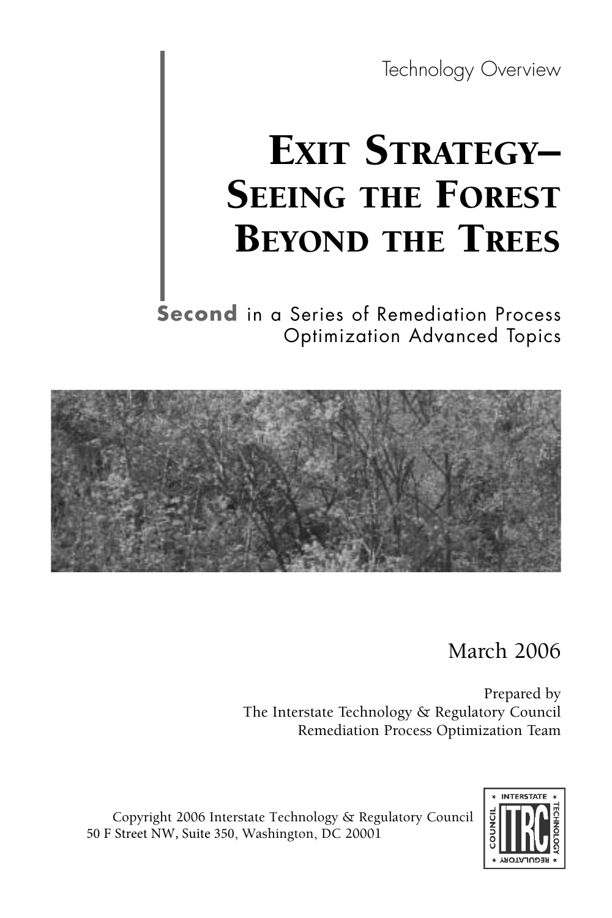Technology Overview

# Exit Strategy–Seeing the Forest Beyond the Trees

**Second** in a Series of Remediation Process Optimization Advanced Topics

March 2006

Prepared by
The Interstate Technology & Regulatory Council
Remediation Process Optimization Team

Copyright 2006 Interstate Technology & Regulatory Council
50 F Street NW, Suite 350, Washington, DC 20001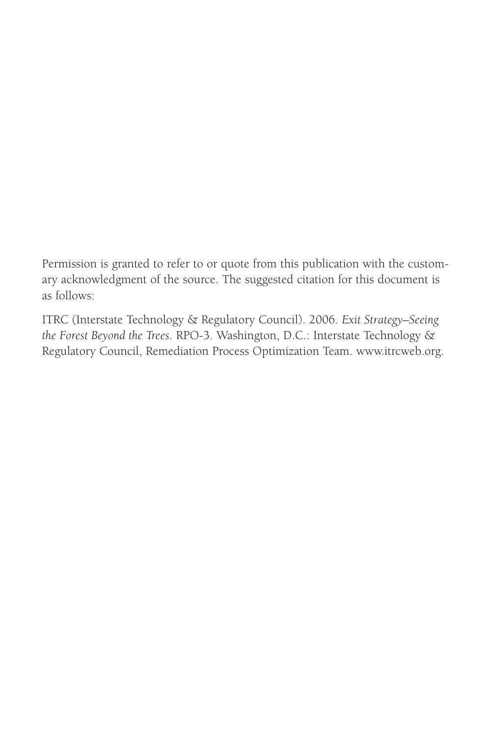Permission is granted to refer to or quote from this publication with the customary acknowledgment of the source. The suggested citation for this document is as follows:

ITRC (Interstate Technology & Regulatory Council). 2006. *Exit Strategy–Seeing the Forest Beyond the Trees*. RPO-3. Washington, D.C.: Interstate Technology & Regulatory Council, Remediation Process Optimization Team. www.itrcweb.org.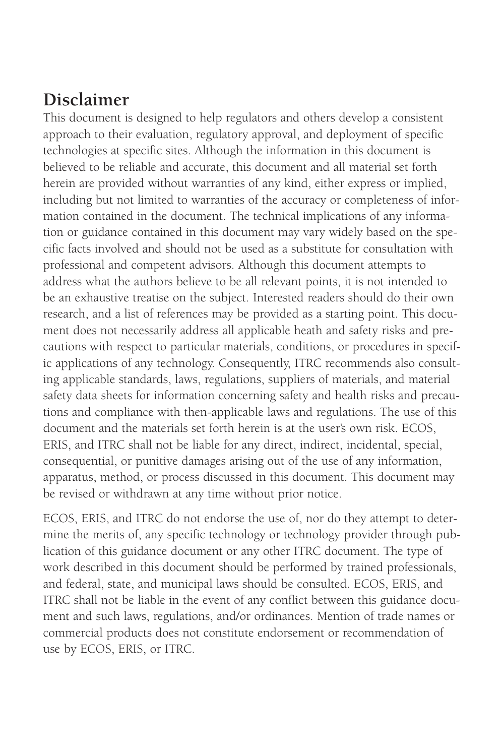## Disclaimer

This document is designed to help regulators and others develop a consistent approach to their evaluation, regulatory approval, and deployment of specific technologies at specific sites. Although the information in this document is believed to be reliable and accurate, this document and all material set forth herein are provided without warranties of any kind, either express or implied, including but not limited to warranties of the accuracy or completeness of information contained in the document. The technical implications of any information or guidance contained in this document may vary widely based on the specific facts involved and should not be used as a substitute for consultation with professional and competent advisors. Although this document attempts to address what the authors believe to be all relevant points, it is not intended to be an exhaustive treatise on the subject. Interested readers should do their own research, and a list of references may be provided as a starting point. This document does not necessarily address all applicable heath and safety risks and precautions with respect to particular materials, conditions, or procedures in specific applications of any technology. Consequently, ITRC recommends also consulting applicable standards, laws, regulations, suppliers of materials, and material safety data sheets for information concerning safety and health risks and precautions and compliance with then-applicable laws and regulations. The use of this document and the materials set forth herein is at the user's own risk. ECOS, ERIS, and ITRC shall not be liable for any direct, indirect, incidental, special, consequential, or punitive damages arising out of the use of any information, apparatus, method, or process discussed in this document. This document may be revised or withdrawn at any time without prior notice.

ECOS, ERIS, and ITRC do not endorse the use of, nor do they attempt to determine the merits of, any specific technology or technology provider through publication of this guidance document or any other ITRC document. The type of work described in this document should be performed by trained professionals, and federal, state, and municipal laws should be consulted. ECOS, ERIS, and ITRC shall not be liable in the event of any conflict between this guidance document and such laws, regulations, and/or ordinances. Mention of trade names or commercial products does not constitute endorsement or recommendation of use by ECOS, ERIS, or ITRC.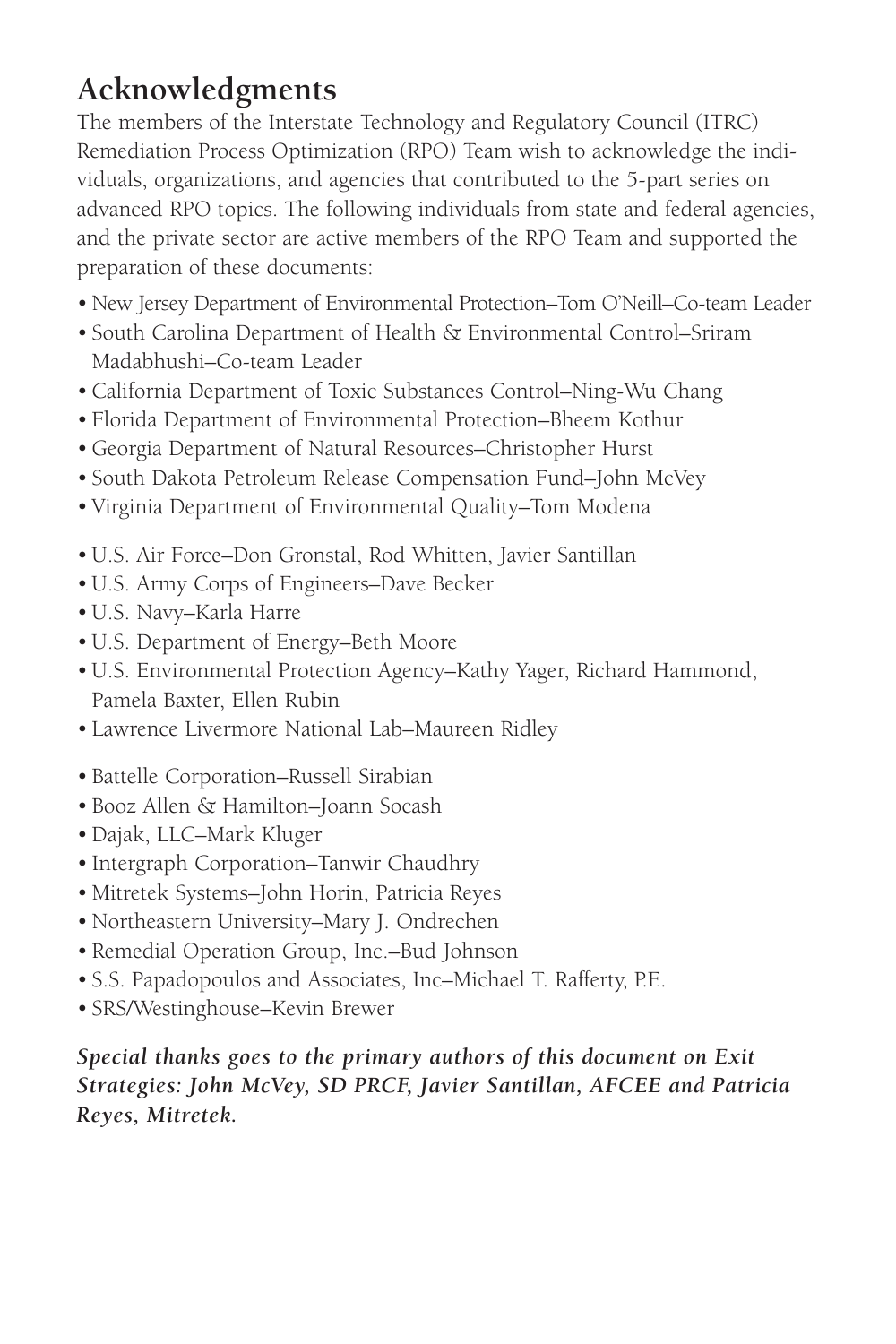# Acknowledgments

The members of the Interstate Technology and Regulatory Council (ITRC) Remediation Process Optimization (RPO) Team wish to acknowledge the individuals, organizations, and agencies that contributed to the 5-part series on advanced RPO topics. The following individuals from state and federal agencies, and the private sector are active members of the RPO Team and supported the preparation of these documents:

- New Jersey Department of Environmental Protection–Tom O'Neill–Co-team Leader
- South Carolina Department of Health & Environmental Control–Sriram Madabhushi–Co-team Leader
- California Department of Toxic Substances Control–Ning-Wu Chang
- Florida Department of Environmental Protection–Bheem Kothur
- Georgia Department of Natural Resources–Christopher Hurst
- South Dakota Petroleum Release Compensation Fund–John McVey
- Virginia Department of Environmental Quality–Tom Modena

- U.S. Air Force–Don Gronstal, Rod Whitten, Javier Santillan
- U.S. Army Corps of Engineers–Dave Becker
- U.S. Navy–Karla Harre
- U.S. Department of Energy–Beth Moore
- U.S. Environmental Protection Agency–Kathy Yager, Richard Hammond, Pamela Baxter, Ellen Rubin
- Lawrence Livermore National Lab–Maureen Ridley

- Battelle Corporation–Russell Sirabian
- Booz Allen & Hamilton–Joann Socash
- Dajak, LLC–Mark Kluger
- Intergraph Corporation–Tanwir Chaudhry
- Mitretek Systems–John Horin, Patricia Reyes
- Northeastern University–Mary J. Ondrechen
- Remedial Operation Group, Inc.–Bud Johnson
- S.S. Papadopoulos and Associates, Inc–Michael T. Rafferty, P.E.
- SRS/Westinghouse–Kevin Brewer

***Special thanks goes to the primary authors of this document on Exit Strategies: John McVey, SD PRCF, Javier Santillan, AFCEE and Patricia Reyes, Mitretek.***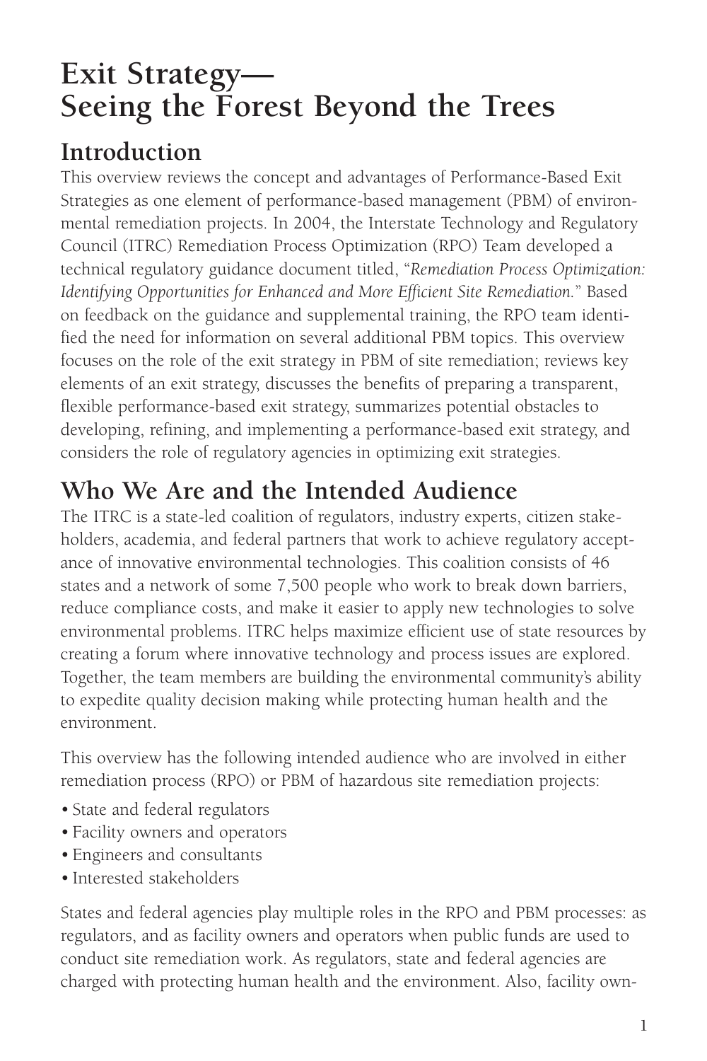# Exit Strategy—Seeing the Forest Beyond the Trees

## Introduction

This overview reviews the concept and advantages of Performance-Based Exit Strategies as one element of performance-based management (PBM) of environmental remediation projects. In 2004, the Interstate Technology and Regulatory Council (ITRC) Remediation Process Optimization (RPO) Team developed a technical regulatory guidance document titled, "*Remediation Process Optimization: Identifying Opportunities for Enhanced and More Efficient Site Remediation.*" Based on feedback on the guidance and supplemental training, the RPO team identified the need for information on several additional PBM topics. This overview focuses on the role of the exit strategy in PBM of site remediation; reviews key elements of an exit strategy, discusses the benefits of preparing a transparent, flexible performance-based exit strategy, summarizes potential obstacles to developing, refining, and implementing a performance-based exit strategy, and considers the role of regulatory agencies in optimizing exit strategies.

## Who We Are and the Intended Audience

The ITRC is a state-led coalition of regulators, industry experts, citizen stakeholders, academia, and federal partners that work to achieve regulatory acceptance of innovative environmental technologies. This coalition consists of 46 states and a network of some 7,500 people who work to break down barriers, reduce compliance costs, and make it easier to apply new technologies to solve environmental problems. ITRC helps maximize efficient use of state resources by creating a forum where innovative technology and process issues are explored. Together, the team members are building the environmental community's ability to expedite quality decision making while protecting human health and the environment.

This overview has the following intended audience who are involved in either remediation process (RPO) or PBM of hazardous site remediation projects:

- State and federal regulators
- Facility owners and operators
- Engineers and consultants
- Interested stakeholders

States and federal agencies play multiple roles in the RPO and PBM processes: as regulators, and as facility owners and operators when public funds are used to conduct site remediation work. As regulators, state and federal agencies are charged with protecting human health and the environment. Also, facility own-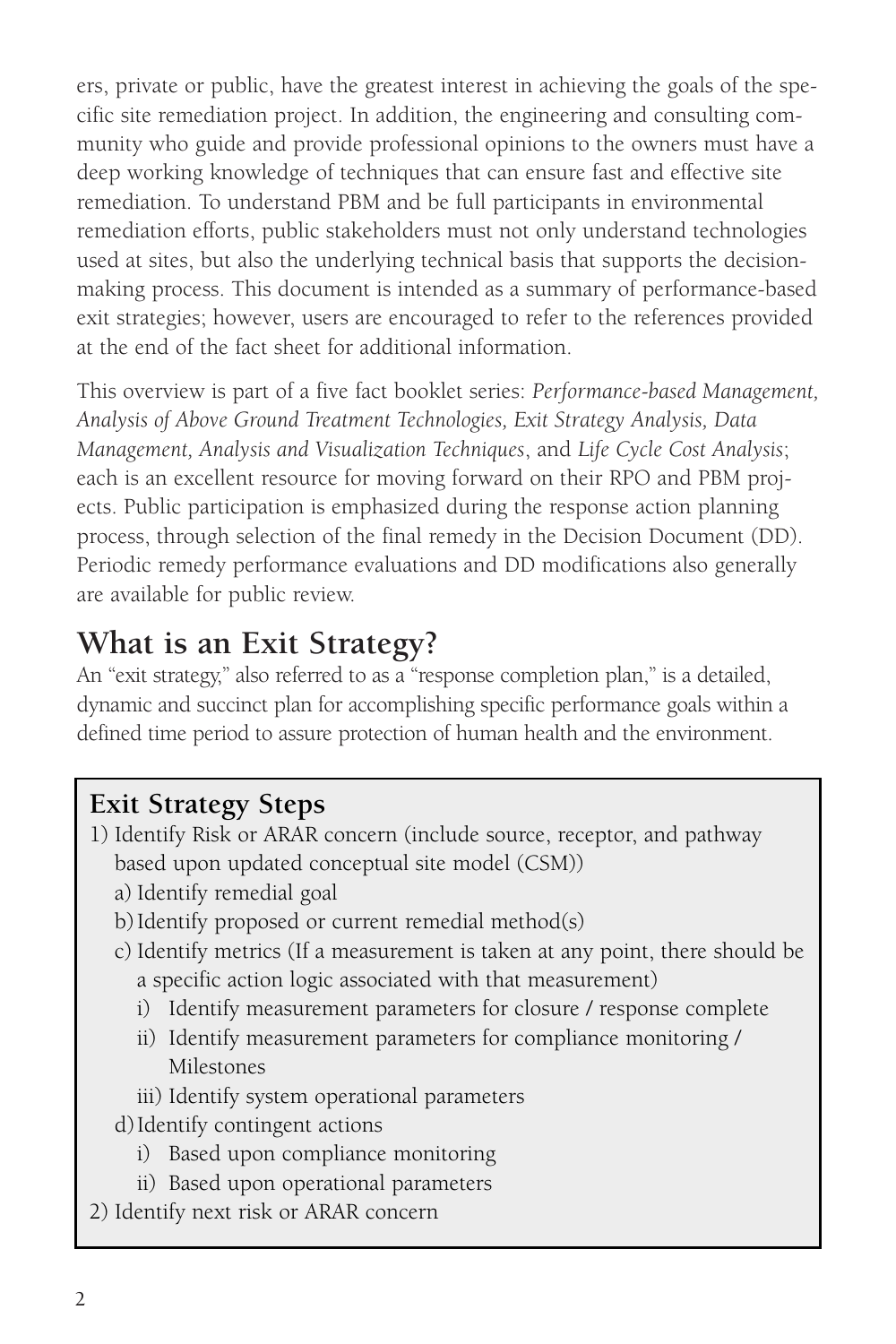ers, private or public, have the greatest interest in achieving the goals of the specific site remediation project. In addition, the engineering and consulting community who guide and provide professional opinions to the owners must have a deep working knowledge of techniques that can ensure fast and effective site remediation. To understand PBM and be full participants in environmental remediation efforts, public stakeholders must not only understand technologies used at sites, but also the underlying technical basis that supports the decision-making process. This document is intended as a summary of performance-based exit strategies; however, users are encouraged to refer to the references provided at the end of the fact sheet for additional information.

This overview is part of a five fact booklet series: *Performance-based Management, Analysis of Above Ground Treatment Technologies, Exit Strategy Analysis, Data Management, Analysis and Visualization Techniques*, and *Life Cycle Cost Analysis*; each is an excellent resource for moving forward on their RPO and PBM projects. Public participation is emphasized during the response action planning process, through selection of the final remedy in the Decision Document (DD). Periodic remedy performance evaluations and DD modifications also generally are available for public review.

## What is an Exit Strategy?

An “exit strategy,” also referred to as a “response completion plan,” is a detailed, dynamic and succinct plan for accomplishing specific performance goals within a defined time period to assure protection of human health and the environment.

### Exit Strategy Steps

1) Identify Risk or ARAR concern (include source, receptor, and pathway based upon updated conceptual site model (CSM))
   a) Identify remedial goal
   b) Identify proposed or current remedial method(s)
   c) Identify metrics (If a measurement is taken at any point, there should be a specific action logic associated with that measurement)
      i) Identify measurement parameters for closure / response complete
      ii) Identify measurement parameters for compliance monitoring / Milestones
      iii) Identify system operational parameters
   d) Identify contingent actions
      i) Based upon compliance monitoring
      ii) Based upon operational parameters
2) Identify next risk or ARAR concern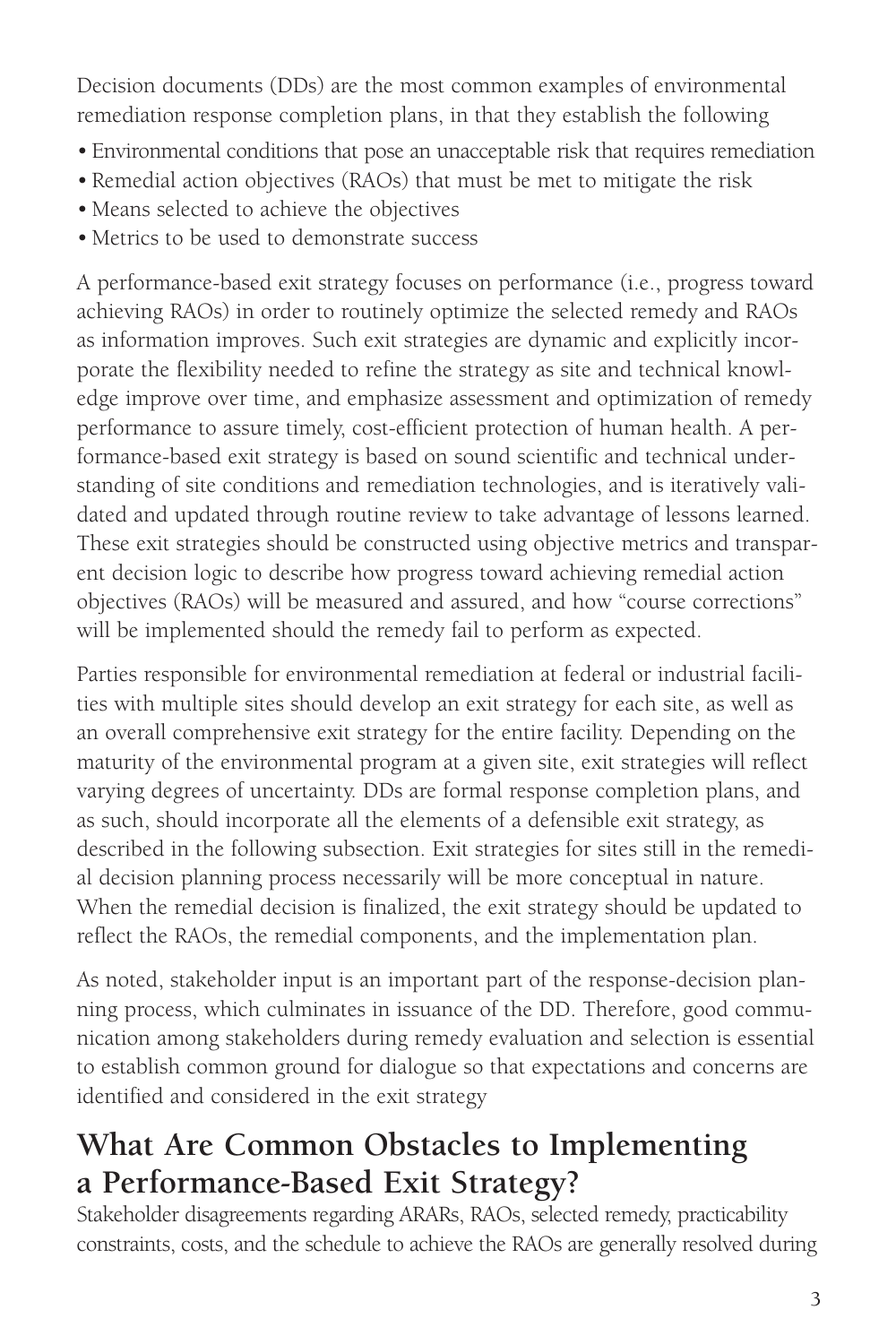Decision documents (DDs) are the most common examples of environmental remediation response completion plans, in that they establish the following

- Environmental conditions that pose an unacceptable risk that requires remediation
- Remedial action objectives (RAOs) that must be met to mitigate the risk
- Means selected to achieve the objectives
- Metrics to be used to demonstrate success

A performance-based exit strategy focuses on performance (i.e., progress toward achieving RAOs) in order to routinely optimize the selected remedy and RAOs as information improves. Such exit strategies are dynamic and explicitly incorporate the flexibility needed to refine the strategy as site and technical knowledge improve over time, and emphasize assessment and optimization of remedy performance to assure timely, cost-efficient protection of human health. A performance-based exit strategy is based on sound scientific and technical understanding of site conditions and remediation technologies, and is iteratively validated and updated through routine review to take advantage of lessons learned. These exit strategies should be constructed using objective metrics and transparent decision logic to describe how progress toward achieving remedial action objectives (RAOs) will be measured and assured, and how "course corrections" will be implemented should the remedy fail to perform as expected.

Parties responsible for environmental remediation at federal or industrial facilities with multiple sites should develop an exit strategy for each site, as well as an overall comprehensive exit strategy for the entire facility. Depending on the maturity of the environmental program at a given site, exit strategies will reflect varying degrees of uncertainty. DDs are formal response completion plans, and as such, should incorporate all the elements of a defensible exit strategy, as described in the following subsection. Exit strategies for sites still in the remedial decision planning process necessarily will be more conceptual in nature. When the remedial decision is finalized, the exit strategy should be updated to reflect the RAOs, the remedial components, and the implementation plan.

As noted, stakeholder input is an important part of the response-decision planning process, which culminates in issuance of the DD. Therefore, good communication among stakeholders during remedy evaluation and selection is essential to establish common ground for dialogue so that expectations and concerns are identified and considered in the exit strategy

## What Are Common Obstacles to Implementing a Performance-Based Exit Strategy?

Stakeholder disagreements regarding ARARs, RAOs, selected remedy, practicability constraints, costs, and the schedule to achieve the RAOs are generally resolved during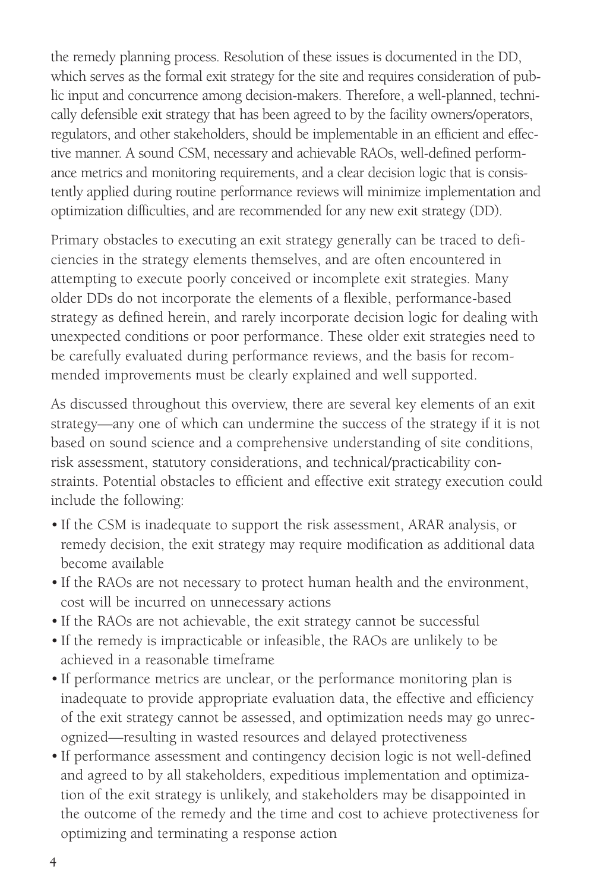the remedy planning process. Resolution of these issues is documented in the DD, which serves as the formal exit strategy for the site and requires consideration of public input and concurrence among decision-makers. Therefore, a well-planned, technically defensible exit strategy that has been agreed to by the facility owners/operators, regulators, and other stakeholders, should be implementable in an efficient and effective manner. A sound CSM, necessary and achievable RAOs, well-defined performance metrics and monitoring requirements, and a clear decision logic that is consistently applied during routine performance reviews will minimize implementation and optimization difficulties, and are recommended for any new exit strategy (DD).

Primary obstacles to executing an exit strategy generally can be traced to deficiencies in the strategy elements themselves, and are often encountered in attempting to execute poorly conceived or incomplete exit strategies. Many older DDs do not incorporate the elements of a flexible, performance-based strategy as defined herein, and rarely incorporate decision logic for dealing with unexpected conditions or poor performance. These older exit strategies need to be carefully evaluated during performance reviews, and the basis for recommended improvements must be clearly explained and well supported.

As discussed throughout this overview, there are several key elements of an exit strategy—any one of which can undermine the success of the strategy if it is not based on sound science and a comprehensive understanding of site conditions, risk assessment, statutory considerations, and technical/practicability constraints. Potential obstacles to efficient and effective exit strategy execution could include the following:

- If the CSM is inadequate to support the risk assessment, ARAR analysis, or remedy decision, the exit strategy may require modification as additional data become available
- If the RAOs are not necessary to protect human health and the environment, cost will be incurred on unnecessary actions
- If the RAOs are not achievable, the exit strategy cannot be successful
- If the remedy is impracticable or infeasible, the RAOs are unlikely to be achieved in a reasonable timeframe
- If performance metrics are unclear, or the performance monitoring plan is inadequate to provide appropriate evaluation data, the effective and efficiency of the exit strategy cannot be assessed, and optimization needs may go unrecognized—resulting in wasted resources and delayed protectiveness
- If performance assessment and contingency decision logic is not well-defined and agreed to by all stakeholders, expeditious implementation and optimization of the exit strategy is unlikely, and stakeholders may be disappointed in the outcome of the remedy and the time and cost to achieve protectiveness for optimizing and terminating a response action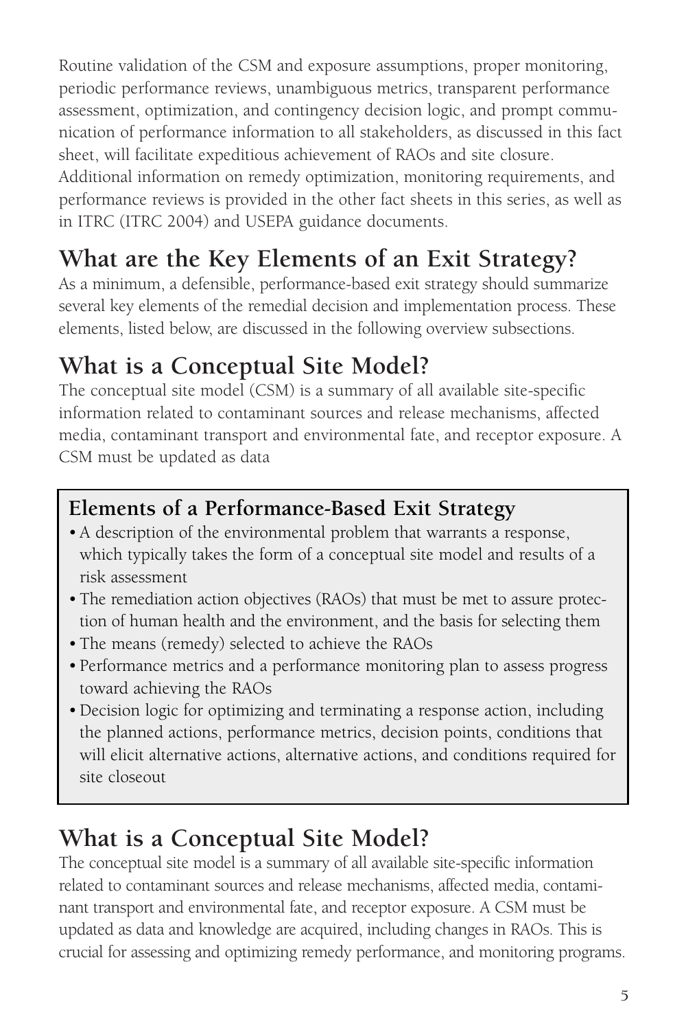Routine validation of the CSM and exposure assumptions, proper monitoring, periodic performance reviews, unambiguous metrics, transparent performance assessment, optimization, and contingency decision logic, and prompt communication of performance information to all stakeholders, as discussed in this fact sheet, will facilitate expeditious achievement of RAOs and site closure. Additional information on remedy optimization, monitoring requirements, and performance reviews is provided in the other fact sheets in this series, as well as in ITRC (ITRC 2004) and USEPA guidance documents.

## What are the Key Elements of an Exit Strategy?

As a minimum, a defensible, performance-based exit strategy should summarize several key elements of the remedial decision and implementation process. These elements, listed below, are discussed in the following overview subsections.

## What is a Conceptual Site Model?

The conceptual site model (CSM) is a summary of all available site-specific information related to contaminant sources and release mechanisms, affected media, contaminant transport and environmental fate, and receptor exposure. A CSM must be updated as data

### Elements of a Performance-Based Exit Strategy

- A description of the environmental problem that warrants a response, which typically takes the form of a conceptual site model and results of a risk assessment
- The remediation action objectives (RAOs) that must be met to assure protection of human health and the environment, and the basis for selecting them
- The means (remedy) selected to achieve the RAOs
- Performance metrics and a performance monitoring plan to assess progress toward achieving the RAOs
- Decision logic for optimizing and terminating a response action, including the planned actions, performance metrics, decision points, conditions that will elicit alternative actions, alternative actions, and conditions required for site closeout

## What is a Conceptual Site Model?

The conceptual site model is a summary of all available site-specific information related to contaminant sources and release mechanisms, affected media, contaminant transport and environmental fate, and receptor exposure. A CSM must be updated as data and knowledge are acquired, including changes in RAOs. This is crucial for assessing and optimizing remedy performance, and monitoring programs.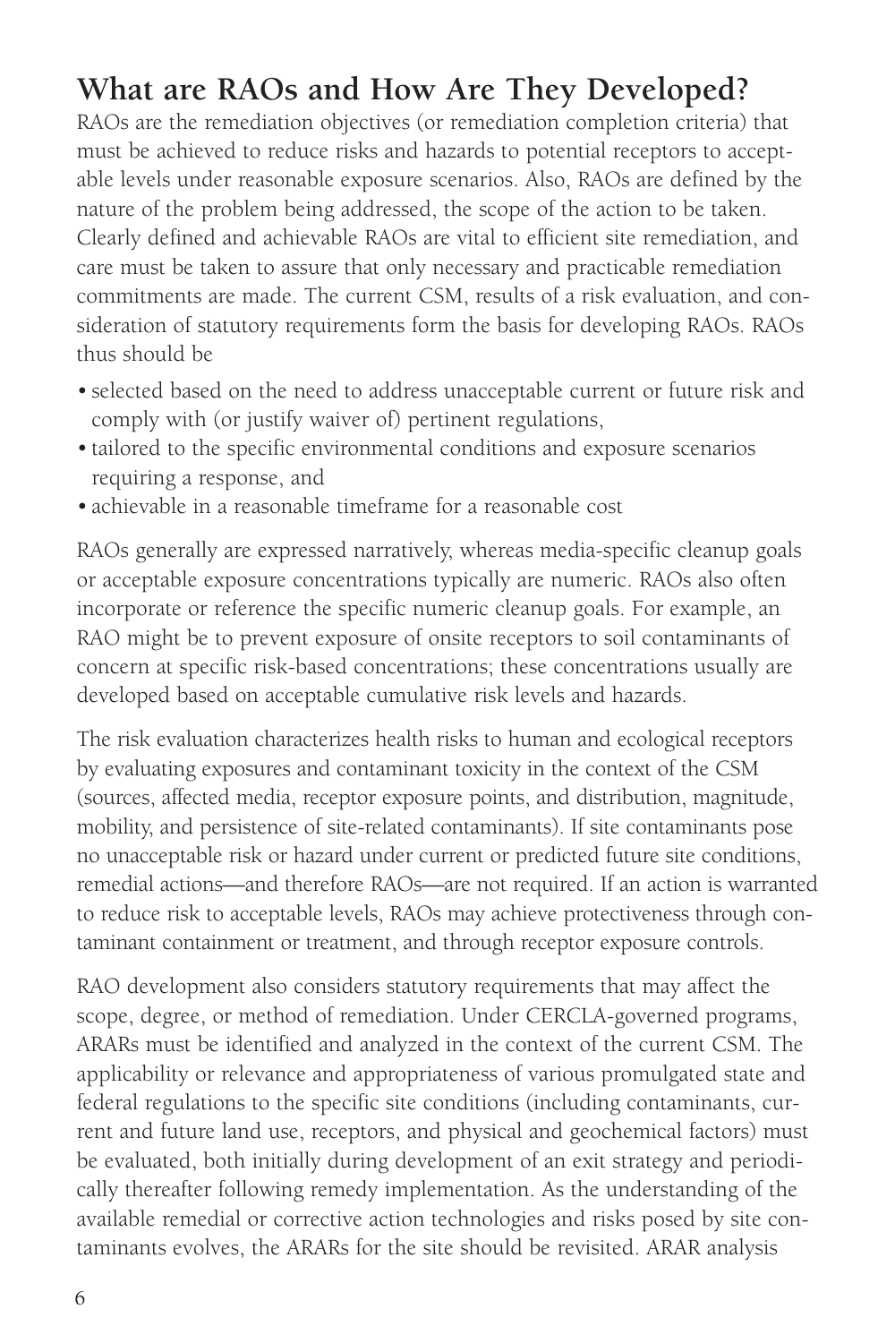## What are RAOs and How Are They Developed?

RAOs are the remediation objectives (or remediation completion criteria) that must be achieved to reduce risks and hazards to potential receptors to acceptable levels under reasonable exposure scenarios. Also, RAOs are defined by the nature of the problem being addressed, the scope of the action to be taken. Clearly defined and achievable RAOs are vital to efficient site remediation, and care must be taken to assure that only necessary and practicable remediation commitments are made. The current CSM, results of a risk evaluation, and consideration of statutory requirements form the basis for developing RAOs. RAOs thus should be

- selected based on the need to address unacceptable current or future risk and comply with (or justify waiver of) pertinent regulations,
- tailored to the specific environmental conditions and exposure scenarios requiring a response, and
- achievable in a reasonable timeframe for a reasonable cost

RAOs generally are expressed narratively, whereas media-specific cleanup goals or acceptable exposure concentrations typically are numeric. RAOs also often incorporate or reference the specific numeric cleanup goals. For example, an RAO might be to prevent exposure of onsite receptors to soil contaminants of concern at specific risk-based concentrations; these concentrations usually are developed based on acceptable cumulative risk levels and hazards.

The risk evaluation characterizes health risks to human and ecological receptors by evaluating exposures and contaminant toxicity in the context of the CSM (sources, affected media, receptor exposure points, and distribution, magnitude, mobility, and persistence of site-related contaminants). If site contaminants pose no unacceptable risk or hazard under current or predicted future site conditions, remedial actions—and therefore RAOs—are not required. If an action is warranted to reduce risk to acceptable levels, RAOs may achieve protectiveness through contaminant containment or treatment, and through receptor exposure controls.

RAO development also considers statutory requirements that may affect the scope, degree, or method of remediation. Under CERCLA-governed programs, ARARs must be identified and analyzed in the context of the current CSM. The applicability or relevance and appropriateness of various promulgated state and federal regulations to the specific site conditions (including contaminants, current and future land use, receptors, and physical and geochemical factors) must be evaluated, both initially during development of an exit strategy and periodically thereafter following remedy implementation. As the understanding of the available remedial or corrective action technologies and risks posed by site contaminants evolves, the ARARs for the site should be revisited. ARAR analysis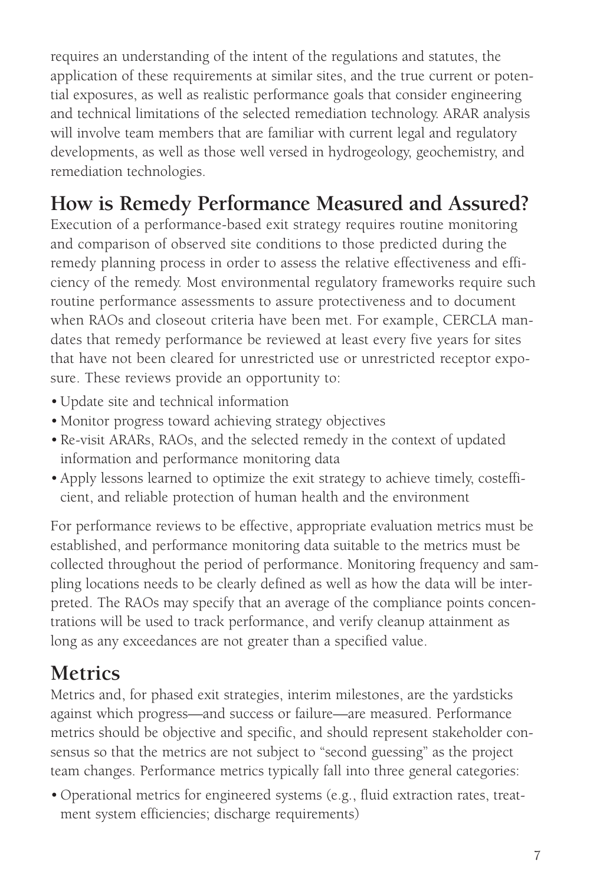requires an understanding of the intent of the regulations and statutes, the application of these requirements at similar sites, and the true current or potential exposures, as well as realistic performance goals that consider engineering and technical limitations of the selected remediation technology. ARAR analysis will involve team members that are familiar with current legal and regulatory developments, as well as those well versed in hydrogeology, geochemistry, and remediation technologies.

## How is Remedy Performance Measured and Assured?

Execution of a performance-based exit strategy requires routine monitoring and comparison of observed site conditions to those predicted during the remedy planning process in order to assess the relative effectiveness and efficiency of the remedy. Most environmental regulatory frameworks require such routine performance assessments to assure protectiveness and to document when RAOs and closeout criteria have been met. For example, CERCLA mandates that remedy performance be reviewed at least every five years for sites that have not been cleared for unrestricted use or unrestricted receptor exposure. These reviews provide an opportunity to:

- Update site and technical information
- Monitor progress toward achieving strategy objectives
- Re-visit ARARs, RAOs, and the selected remedy in the context of updated information and performance monitoring data
- Apply lessons learned to optimize the exit strategy to achieve timely, costefficient, and reliable protection of human health and the environment

For performance reviews to be effective, appropriate evaluation metrics must be established, and performance monitoring data suitable to the metrics must be collected throughout the period of performance. Monitoring frequency and sampling locations needs to be clearly defined as well as how the data will be interpreted. The RAOs may specify that an average of the compliance points concentrations will be used to track performance, and verify cleanup attainment as long as any exceedances are not greater than a specified value.

## Metrics

Metrics and, for phased exit strategies, interim milestones, are the yardsticks against which progress—and success or failure—are measured. Performance metrics should be objective and specific, and should represent stakeholder consensus so that the metrics are not subject to "second guessing" as the project team changes. Performance metrics typically fall into three general categories:

- Operational metrics for engineered systems (e.g., fluid extraction rates, treatment system efficiencies; discharge requirements)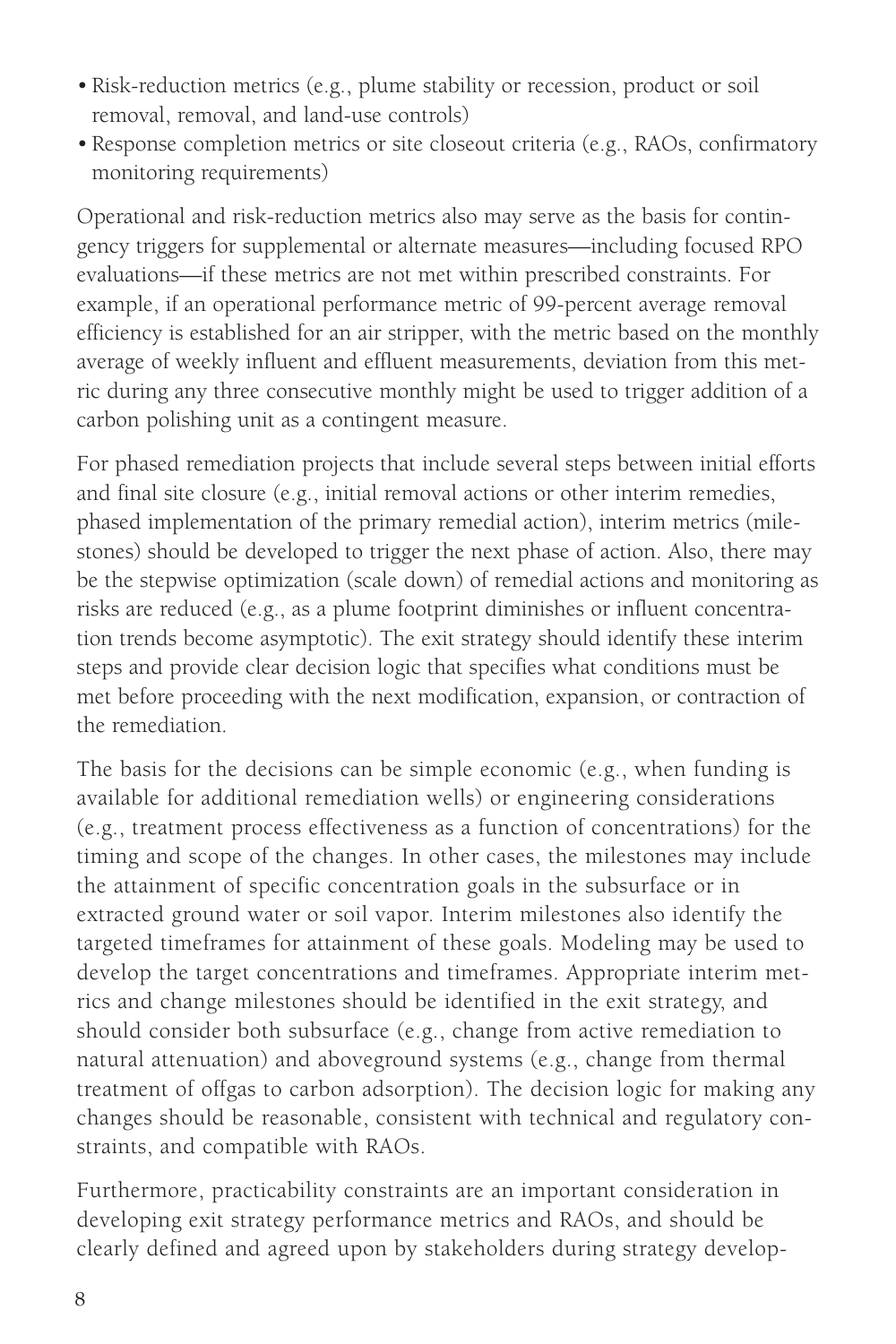- Risk-reduction metrics (e.g., plume stability or recession, product or soil removal, removal, and land-use controls)
- Response completion metrics or site closeout criteria (e.g., RAOs, confirmatory monitoring requirements)

Operational and risk-reduction metrics also may serve as the basis for contingency triggers for supplemental or alternate measures—including focused RPO evaluations—if these metrics are not met within prescribed constraints. For example, if an operational performance metric of 99-percent average removal efficiency is established for an air stripper, with the metric based on the monthly average of weekly influent and effluent measurements, deviation from this metric during any three consecutive monthly might be used to trigger addition of a carbon polishing unit as a contingent measure.

For phased remediation projects that include several steps between initial efforts and final site closure (e.g., initial removal actions or other interim remedies, phased implementation of the primary remedial action), interim metrics (milestones) should be developed to trigger the next phase of action. Also, there may be the stepwise optimization (scale down) of remedial actions and monitoring as risks are reduced (e.g., as a plume footprint diminishes or influent concentration trends become asymptotic). The exit strategy should identify these interim steps and provide clear decision logic that specifies what conditions must be met before proceeding with the next modification, expansion, or contraction of the remediation.

The basis for the decisions can be simple economic (e.g., when funding is available for additional remediation wells) or engineering considerations (e.g., treatment process effectiveness as a function of concentrations) for the timing and scope of the changes. In other cases, the milestones may include the attainment of specific concentration goals in the subsurface or in extracted ground water or soil vapor. Interim milestones also identify the targeted timeframes for attainment of these goals. Modeling may be used to develop the target concentrations and timeframes. Appropriate interim metrics and change milestones should be identified in the exit strategy, and should consider both subsurface (e.g., change from active remediation to natural attenuation) and aboveground systems (e.g., change from thermal treatment of offgas to carbon adsorption). The decision logic for making any changes should be reasonable, consistent with technical and regulatory constraints, and compatible with RAOs.

Furthermore, practicability constraints are an important consideration in developing exit strategy performance metrics and RAOs, and should be clearly defined and agreed upon by stakeholders during strategy develop-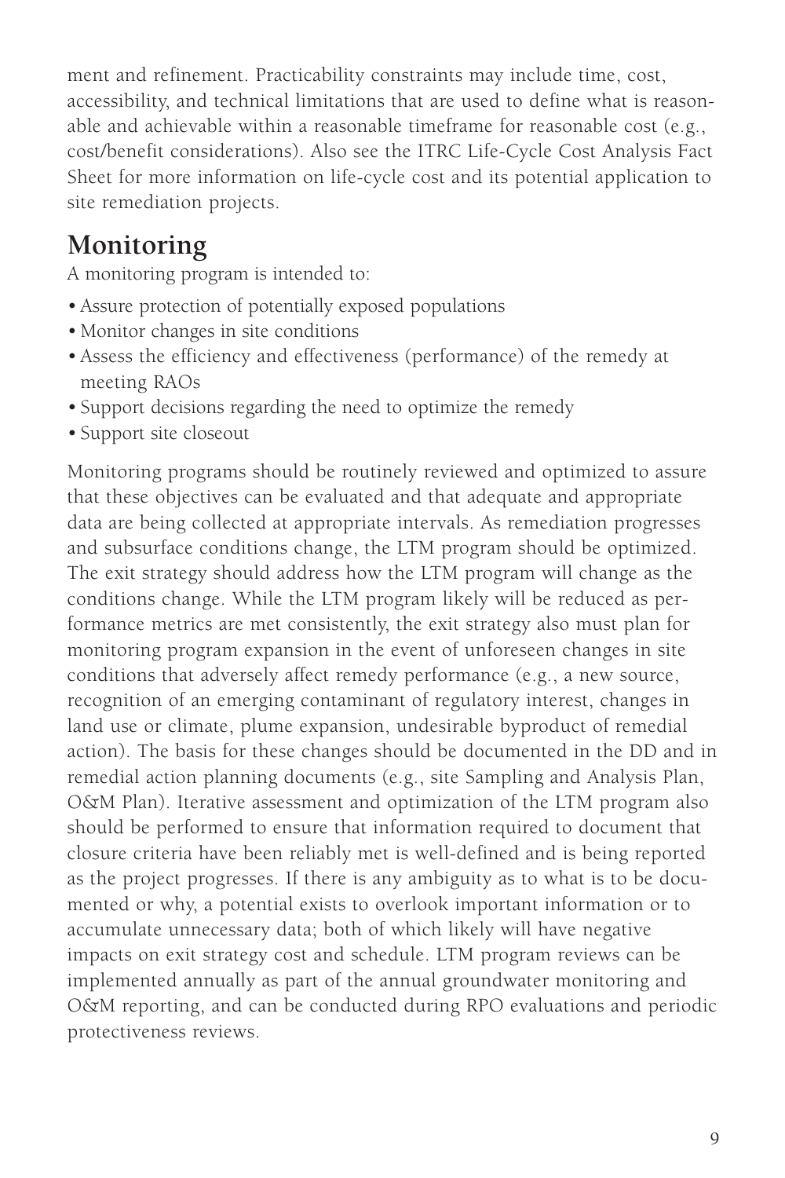ment and refinement. Practicability constraints may include time, cost, accessibility, and technical limitations that are used to define what is reasonable and achievable within a reasonable timeframe for reasonable cost (e.g., cost/benefit considerations). Also see the ITRC Life-Cycle Cost Analysis Fact Sheet for more information on life-cycle cost and its potential application to site remediation projects.

## Monitoring

A monitoring program is intended to:

- Assure protection of potentially exposed populations
- Monitor changes in site conditions
- Assess the efficiency and effectiveness (performance) of the remedy at meeting RAOs
- Support decisions regarding the need to optimize the remedy
- Support site closeout

Monitoring programs should be routinely reviewed and optimized to assure that these objectives can be evaluated and that adequate and appropriate data are being collected at appropriate intervals. As remediation progresses and subsurface conditions change, the LTM program should be optimized. The exit strategy should address how the LTM program will change as the conditions change. While the LTM program likely will be reduced as performance metrics are met consistently, the exit strategy also must plan for monitoring program expansion in the event of unforeseen changes in site conditions that adversely affect remedy performance (e.g., a new source, recognition of an emerging contaminant of regulatory interest, changes in land use or climate, plume expansion, undesirable byproduct of remedial action). The basis for these changes should be documented in the DD and in remedial action planning documents (e.g., site Sampling and Analysis Plan, O&M Plan). Iterative assessment and optimization of the LTM program also should be performed to ensure that information required to document that closure criteria have been reliably met is well-defined and is being reported as the project progresses. If there is any ambiguity as to what is to be documented or why, a potential exists to overlook important information or to accumulate unnecessary data; both of which likely will have negative impacts on exit strategy cost and schedule. LTM program reviews can be implemented annually as part of the annual groundwater monitoring and O&M reporting, and can be conducted during RPO evaluations and periodic protectiveness reviews.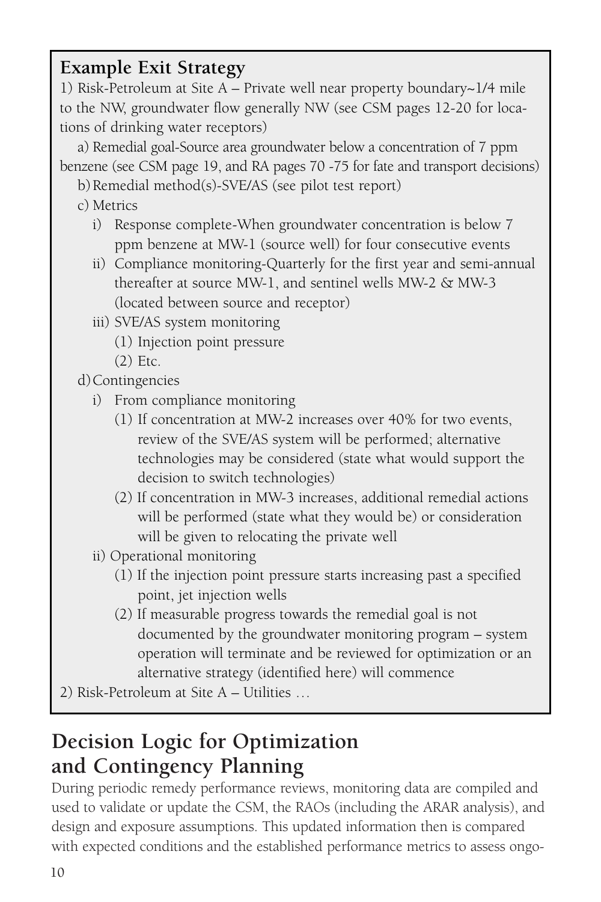**Example Exit Strategy**

1) Risk-Petroleum at Site A – Private well near property boundary~1/4 mile to the NW, groundwater flow generally NW (see CSM pages 12-20 for locations of drinking water receptors)

   a) Remedial goal-Source area groundwater below a concentration of 7 ppm benzene (see CSM page 19, and RA pages 70 -75 for fate and transport decisions)

   b) Remedial method(s)-SVE/AS (see pilot test report)

   c) Metrics

      i) Response complete-When groundwater concentration is below 7 ppm benzene at MW-1 (source well) for four consecutive events

      ii) Compliance monitoring-Quarterly for the first year and semi-annual thereafter at source MW-1, and sentinel wells MW-2 & MW-3 (located between source and receptor)

      iii) SVE/AS system monitoring

         (1) Injection point pressure

         (2) Etc.

   d) Contingencies

      i) From compliance monitoring

         (1) If concentration at MW-2 increases over 40% for two events, review of the SVE/AS system will be performed; alternative technologies may be considered (state what would support the decision to switch technologies)

         (2) If concentration in MW-3 increases, additional remedial actions will be performed (state what they would be) or consideration will be given to relocating the private well

      ii) Operational monitoring

         (1) If the injection point pressure starts increasing past a specified point, jet injection wells

         (2) If measurable progress towards the remedial goal is not documented by the groundwater monitoring program – system operation will terminate and be reviewed for optimization or an alternative strategy (identified here) will commence

2) Risk-Petroleum at Site A – Utilities …

## Decision Logic for Optimization and Contingency Planning

During periodic remedy performance reviews, monitoring data are compiled and used to validate or update the CSM, the RAOs (including the ARAR analysis), and design and exposure assumptions. This updated information then is compared with expected conditions and the established performance metrics to assess ongo-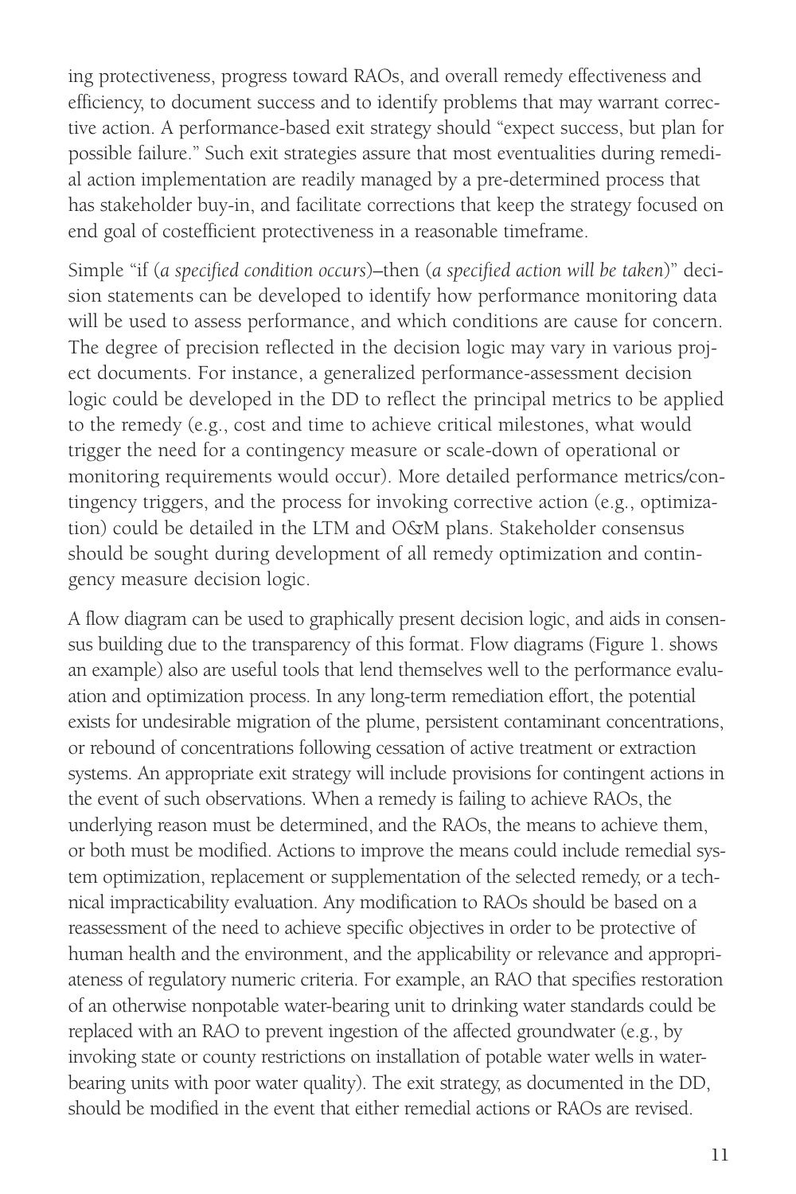ing protectiveness, progress toward RAOs, and overall remedy effectiveness and efficiency, to document success and to identify problems that may warrant corrective action. A performance-based exit strategy should "expect success, but plan for possible failure." Such exit strategies assure that most eventualities during remedial action implementation are readily managed by a pre-determined process that has stakeholder buy-in, and facilitate corrections that keep the strategy focused on end goal of costefficient protectiveness in a reasonable timeframe.

Simple "if (*a specified condition occurs*)–then (*a specified action will be taken*)" decision statements can be developed to identify how performance monitoring data will be used to assess performance, and which conditions are cause for concern. The degree of precision reflected in the decision logic may vary in various project documents. For instance, a generalized performance-assessment decision logic could be developed in the DD to reflect the principal metrics to be applied to the remedy (e.g., cost and time to achieve critical milestones, what would trigger the need for a contingency measure or scale-down of operational or monitoring requirements would occur). More detailed performance metrics/contingency triggers, and the process for invoking corrective action (e.g., optimization) could be detailed in the LTM and O&M plans. Stakeholder consensus should be sought during development of all remedy optimization and contingency measure decision logic.

A flow diagram can be used to graphically present decision logic, and aids in consensus building due to the transparency of this format. Flow diagrams (Figure 1. shows an example) also are useful tools that lend themselves well to the performance evaluation and optimization process. In any long-term remediation effort, the potential exists for undesirable migration of the plume, persistent contaminant concentrations, or rebound of concentrations following cessation of active treatment or extraction systems. An appropriate exit strategy will include provisions for contingent actions in the event of such observations. When a remedy is failing to achieve RAOs, the underlying reason must be determined, and the RAOs, the means to achieve them, or both must be modified. Actions to improve the means could include remedial system optimization, replacement or supplementation of the selected remedy, or a technical impracticability evaluation. Any modification to RAOs should be based on a reassessment of the need to achieve specific objectives in order to be protective of human health and the environment, and the applicability or relevance and appropriateness of regulatory numeric criteria. For example, an RAO that specifies restoration of an otherwise nonpotable water-bearing unit to drinking water standards could be replaced with an RAO to prevent ingestion of the affected groundwater (e.g., by invoking state or county restrictions on installation of potable water wells in water-bearing units with poor water quality). The exit strategy, as documented in the DD, should be modified in the event that either remedial actions or RAOs are revised.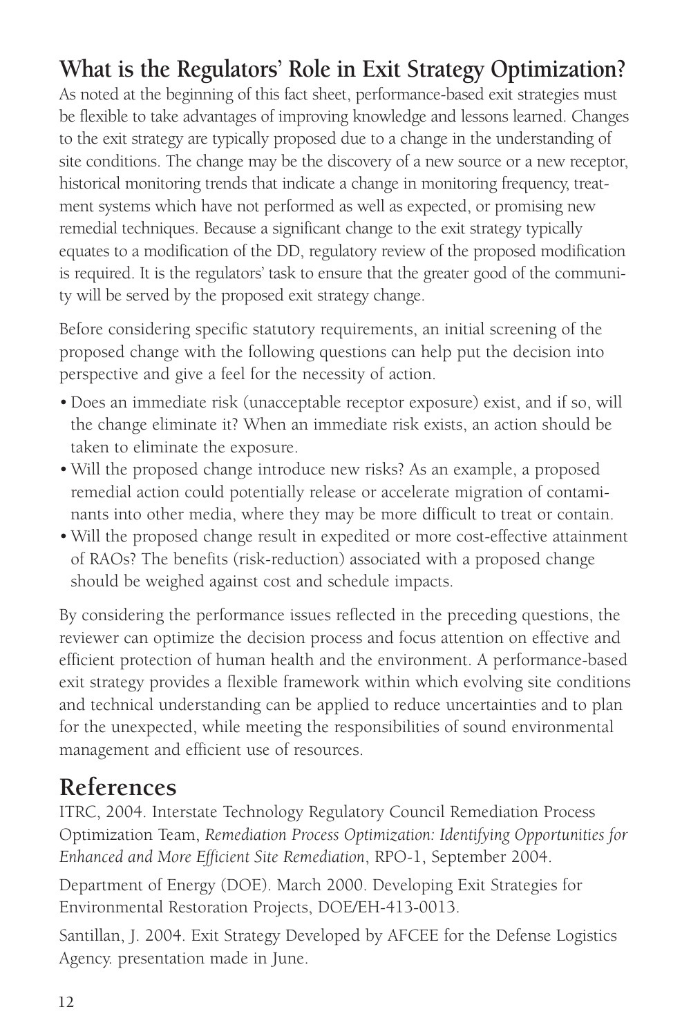## What is the Regulators' Role in Exit Strategy Optimization?

As noted at the beginning of this fact sheet, performance-based exit strategies must be flexible to take advantages of improving knowledge and lessons learned. Changes to the exit strategy are typically proposed due to a change in the understanding of site conditions. The change may be the discovery of a new source or a new receptor, historical monitoring trends that indicate a change in monitoring frequency, treatment systems which have not performed as well as expected, or promising new remedial techniques. Because a significant change to the exit strategy typically equates to a modification of the DD, regulatory review of the proposed modification is required. It is the regulators' task to ensure that the greater good of the community will be served by the proposed exit strategy change.

Before considering specific statutory requirements, an initial screening of the proposed change with the following questions can help put the decision into perspective and give a feel for the necessity of action.

- Does an immediate risk (unacceptable receptor exposure) exist, and if so, will the change eliminate it? When an immediate risk exists, an action should be taken to eliminate the exposure.
- Will the proposed change introduce new risks? As an example, a proposed remedial action could potentially release or accelerate migration of contaminants into other media, where they may be more difficult to treat or contain.
- Will the proposed change result in expedited or more cost-effective attainment of RAOs? The benefits (risk-reduction) associated with a proposed change should be weighed against cost and schedule impacts.

By considering the performance issues reflected in the preceding questions, the reviewer can optimize the decision process and focus attention on effective and efficient protection of human health and the environment. A performance-based exit strategy provides a flexible framework within which evolving site conditions and technical understanding can be applied to reduce uncertainties and to plan for the unexpected, while meeting the responsibilities of sound environmental management and efficient use of resources.

## References

ITRC, 2004. Interstate Technology Regulatory Council Remediation Process Optimization Team, *Remediation Process Optimization: Identifying Opportunities for Enhanced and More Efficient Site Remediation*, RPO-1, September 2004.

Department of Energy (DOE). March 2000. Developing Exit Strategies for Environmental Restoration Projects, DOE/EH-413-0013.

Santillan, J. 2004. Exit Strategy Developed by AFCEE for the Defense Logistics Agency. presentation made in June.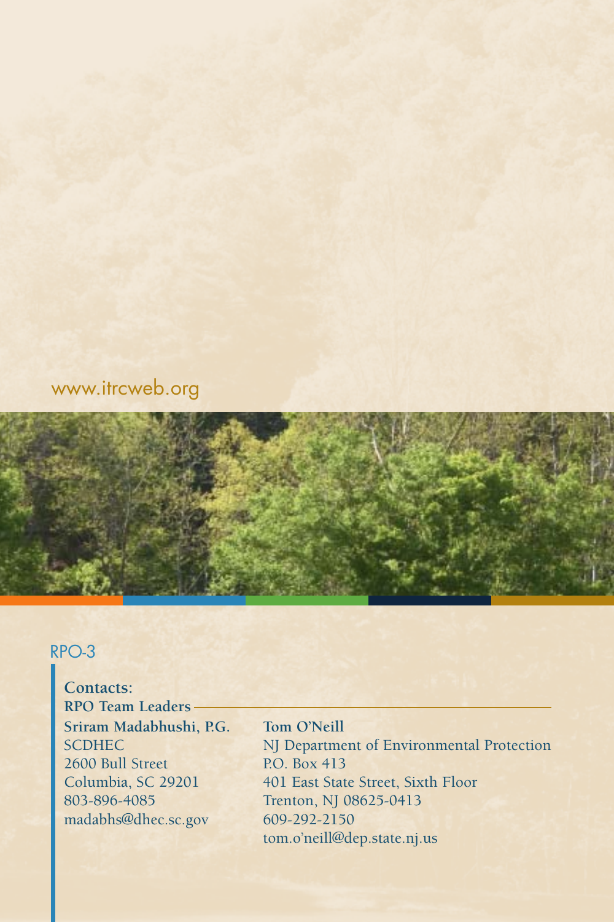www.itrcweb.org

RPO-3

**Contacts:**

**RPO Team Leaders**

**Sriram Madabhushi, P.G.**
SCDHEC
2600 Bull Street
Columbia, SC 29201
803-896-4085
madabhs@dhec.sc.gov

**Tom O'Neill**
NJ Department of Environmental Protection
P.O. Box 413
401 East State Street, Sixth Floor
Trenton, NJ 08625-0413
609-292-2150
tom.o'neill@dep.state.nj.us